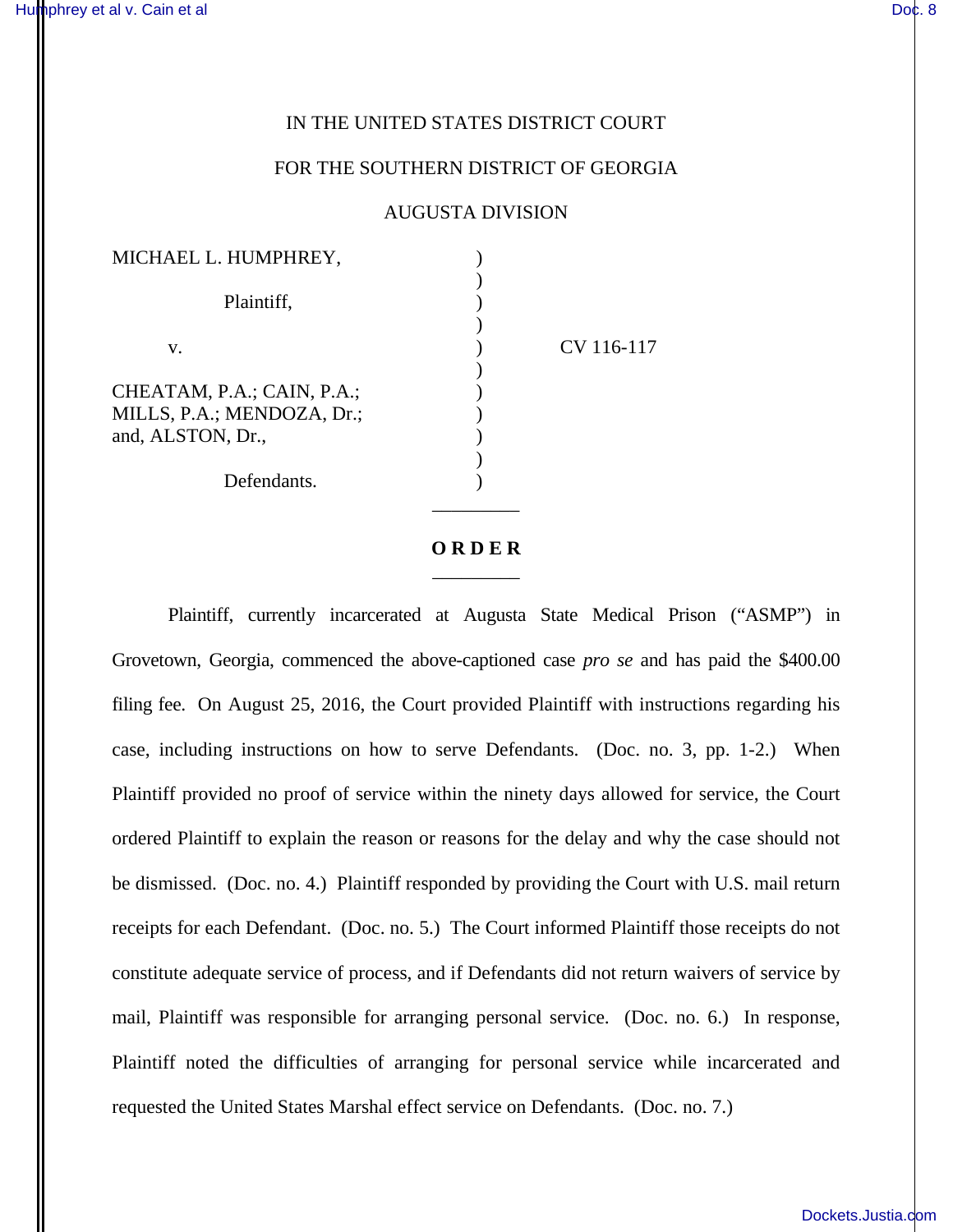IN THE UNITED STATES DISTRICT COURT

FOR THE SOUTHERN DISTRICT OF GEORGIA

AUGUSTA DIVISION

| | | |
|---|---|---|
| MICHAEL L. HUMPHREY, | ) | |
| | ) | |
| Plaintiff, | ) | |
| | ) | |
| v. | ) | CV 116-117 |
| | ) | |
| CHEATAM, P.A.; CAIN, P.A.; | ) | |
| MILLS, P.A.; MENDOZA, Dr.; | ) | |
| and, ALSTON, Dr., | ) | |
| | ) | |
| Defendants. | ) | |

**O R D E R**

Plaintiff, currently incarcerated at Augusta State Medical Prison ("ASMP") in Grovetown, Georgia, commenced the above-captioned case *pro se* and has paid the $400.00 filing fee. On August 25, 2016, the Court provided Plaintiff with instructions regarding his case, including instructions on how to serve Defendants. (Doc. no. 3, pp. 1-2.) When Plaintiff provided no proof of service within the ninety days allowed for service, the Court ordered Plaintiff to explain the reason or reasons for the delay and why the case should not be dismissed. (Doc. no. 4.) Plaintiff responded by providing the Court with U.S. mail return receipts for each Defendant. (Doc. no. 5.) The Court informed Plaintiff those receipts do not constitute adequate service of process, and if Defendants did not return waivers of service by mail, Plaintiff was responsible for arranging personal service. (Doc. no. 6.) In response, Plaintiff noted the difficulties of arranging for personal service while incarcerated and requested the United States Marshal effect service on Defendants. (Doc. no. 7.)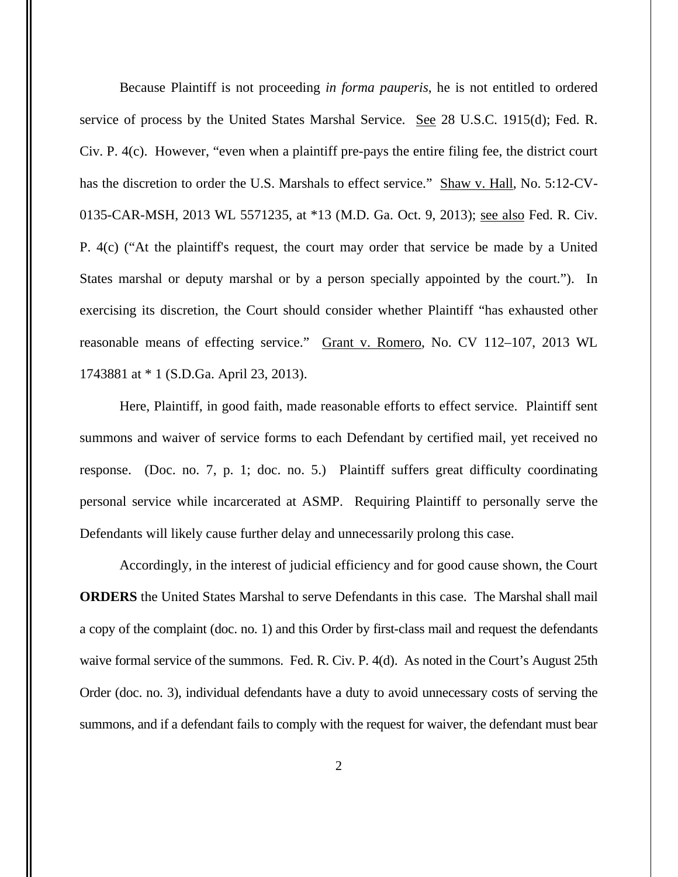Because Plaintiff is not proceeding *in forma pauperis*, he is not entitled to ordered service of process by the United States Marshal Service. See 28 U.S.C. 1915(d); Fed. R. Civ. P. 4(c). However, "even when a plaintiff pre-pays the entire filing fee, the district court has the discretion to order the U.S. Marshals to effect service." Shaw v. Hall, No. 5:12-CV-0135-CAR-MSH, 2013 WL 5571235, at *13 (M.D. Ga. Oct. 9, 2013); see also Fed. R. Civ. P. 4(c) ("At the plaintiff's request, the court may order that service be made by a United States marshal or deputy marshal or by a person specially appointed by the court."). In exercising its discretion, the Court should consider whether Plaintiff "has exhausted other reasonable means of effecting service." Grant v. Romero, No. CV 112–107, 2013 WL 1743881 at * 1 (S.D.Ga. April 23, 2013).

Here, Plaintiff, in good faith, made reasonable efforts to effect service. Plaintiff sent summons and waiver of service forms to each Defendant by certified mail, yet received no response. (Doc. no. 7, p. 1; doc. no. 5.) Plaintiff suffers great difficulty coordinating personal service while incarcerated at ASMP. Requiring Plaintiff to personally serve the Defendants will likely cause further delay and unnecessarily prolong this case.

Accordingly, in the interest of judicial efficiency and for good cause shown, the Court **ORDERS** the United States Marshal to serve Defendants in this case. The Marshal shall mail a copy of the complaint (doc. no. 1) and this Order by first-class mail and request the defendants waive formal service of the summons. Fed. R. Civ. P. 4(d). As noted in the Court's August 25th Order (doc. no. 3), individual defendants have a duty to avoid unnecessary costs of serving the summons, and if a defendant fails to comply with the request for waiver, the defendant must bear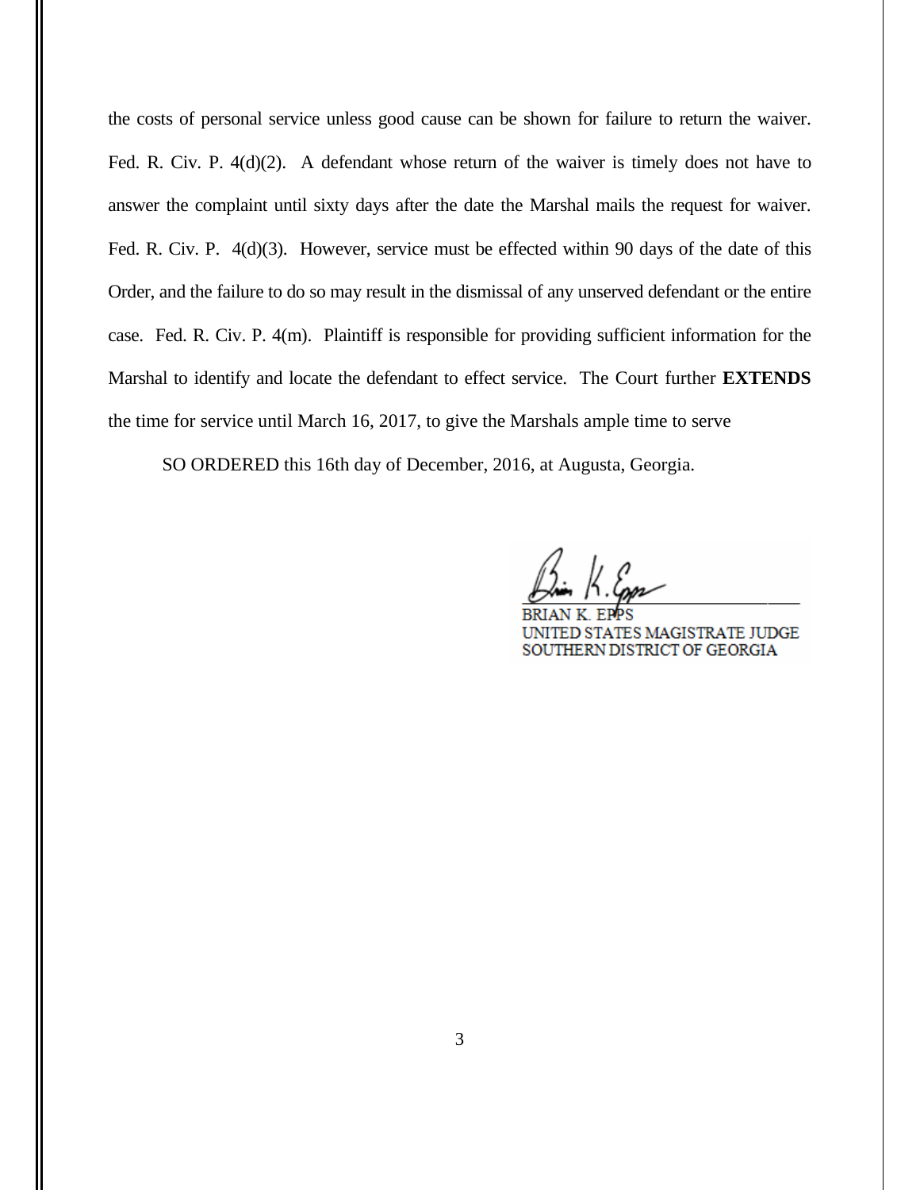the costs of personal service unless good cause can be shown for failure to return the waiver. Fed. R. Civ. P. 4(d)(2). A defendant whose return of the waiver is timely does not have to answer the complaint until sixty days after the date the Marshal mails the request for waiver. Fed. R. Civ. P. 4(d)(3). However, service must be effected within 90 days of the date of this Order, and the failure to do so may result in the dismissal of any unserved defendant or the entire case. Fed. R. Civ. P. 4(m). Plaintiff is responsible for providing sufficient information for the Marshal to identify and locate the defendant to effect service. The Court further **EXTENDS** the time for service until March 16, 2017, to give the Marshals ample time to serve

SO ORDERED this 16th day of December, 2016, at Augusta, Georgia.

BRIAN K. EPPS
UNITED STATES MAGISTRATE JUDGE
SOUTHERN DISTRICT OF GEORGIA